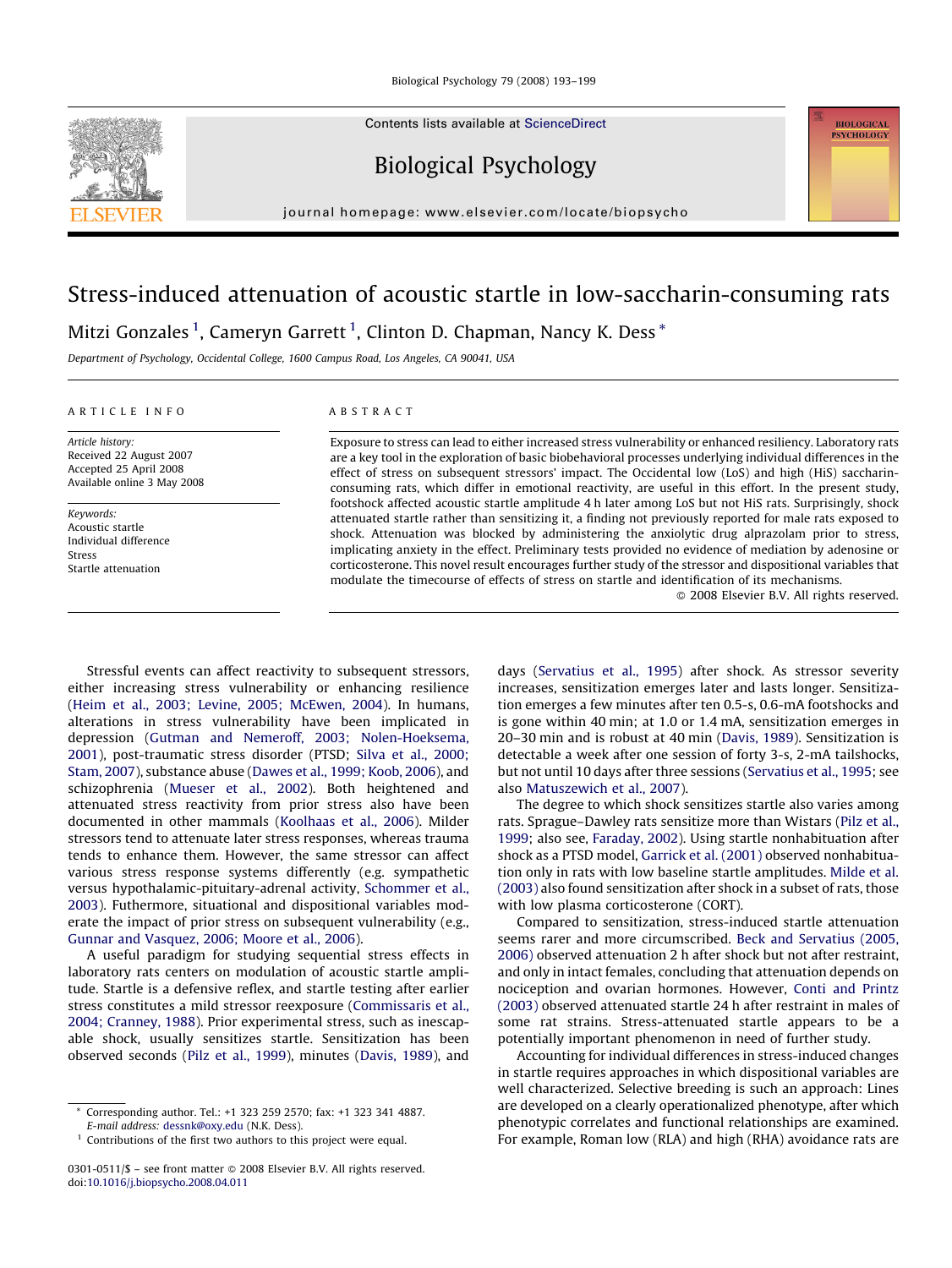# Stress-induced attenuation of acoustic startle in low-saccharin-consuming rats

Mitzi Gonzales [1], Cameryn Garrett [1], Clinton D. Chapman, Nancy K. Dess *

Department of Psychology, Occidental College, 1600 Campus Road, Los Angeles, CA 90041, USA

## ARTICLE INFO

*Article history:*
Received 22 August 2007
Accepted 25 April 2008
Available online 3 May 2008

*Keywords:*
Acoustic startle
Individual difference
Stress
Startle attenuation

## ABSTRACT

Exposure to stress can lead to either increased stress vulnerability or enhanced resiliency. Laboratory rats are a key tool in the exploration of basic biobehavioral processes underlying individual differences in the effect of stress on subsequent stressors' impact. The Occidental low (LoS) and high (HiS) saccharin-consuming rats, which differ in emotional reactivity, are useful in this effort. In the present study, footshock affected acoustic startle amplitude 4 h later among LoS but not HiS rats. Surprisingly, shock attenuated startle rather than sensitizing it, a finding not previously reported for male rats exposed to shock. Attenuation was blocked by administering the anxiolytic drug alprazolam prior to stress, implicating anxiety in the effect. Preliminary tests provided no evidence of mediation by adenosine or corticosterone. This novel result encourages further study of the stressor and dispositional variables that modulate the timecourse of effects of stress on startle and identification of its mechanisms.

© 2008 Elsevier B.V. All rights reserved.

Stressful events can affect reactivity to subsequent stressors, either increasing stress vulnerability or enhancing resilience (Heim et al., 2003; Levine, 2005; McEwen, 2004). In humans, alterations in stress vulnerability have been implicated in depression (Gutman and Nemeroff, 2003; Nolen-Hoeksema, 2001), post-traumatic stress disorder (PTSD; Silva et al., 2000; Stam, 2007), substance abuse (Dawes et al., 1999; Koob, 2006), and schizophrenia (Mueser et al., 2002). Both heightened and attenuated stress reactivity from prior stress also have been documented in other mammals (Koolhaas et al., 2006). Milder stressors tend to attenuate later stress responses, whereas trauma tends to enhance them. However, the same stressor can affect various stress response systems differently (e.g. sympathetic versus hypothalamic-pituitary-adrenal activity, Schommer et al., 2003). Futhermore, situational and dispositional variables moderate the impact of prior stress on subsequent vulnerability (e.g., Gunnar and Vasquez, 2006; Moore et al., 2006).

A useful paradigm for studying sequential stress effects in laboratory rats centers on modulation of acoustic startle amplitude. Startle is a defensive reflex, and startle testing after earlier stress constitutes a mild stressor reexposure (Commissaris et al., 2004; Cranney, 1988). Prior experimental stress, such as inescapable shock, usually sensitizes startle. Sensitization has been observed seconds (Pilz et al., 1999), minutes (Davis, 1989), and days (Servatius et al., 1995) after shock. As stressor severity increases, sensitization emerges later and lasts longer. Sensitization emerges a few minutes after ten 0.5-s, 0.6-mA footshocks and is gone within 40 min; at 1.0 or 1.4 mA, sensitization emerges in 20–30 min and is robust at 40 min (Davis, 1989). Sensitization is detectable a week after one session of forty 3-s, 2-mA tailshocks, but not until 10 days after three sessions (Servatius et al., 1995; see also Matuszewich et al., 2007).

The degree to which shock sensitizes startle also varies among rats. Sprague–Dawley rats sensitize more than Wistars (Pilz et al., 1999; also see, Faraday, 2002). Using startle nonhabituation after shock as a PTSD model, Garrick et al. (2001) observed nonhabituation only in rats with low baseline startle amplitudes. Milde et al. (2003) also found sensitization after shock in a subset of rats, those with low plasma corticosterone (CORT).

Compared to sensitization, stress-induced startle attenuation seems rarer and more circumscribed. Beck and Servatius (2005, 2006) observed attenuation 2 h after shock but not after restraint, and only in intact females, concluding that attenuation depends on nociception and ovarian hormones. However, Conti and Printz (2003) observed attenuated startle 24 h after restraint in males of some rat strains. Stress-attenuated startle appears to be a potentially important phenomenon in need of further study.

Accounting for individual differences in stress-induced changes in startle requires approaches in which dispositional variables are well characterized. Selective breeding is such an approach: Lines are developed on a clearly operationalized phenotype, after which phenotypic correlates and functional relationships are examined. For example, Roman low (RLA) and high (RHA) avoidance rats are

* Corresponding author. Tel.: +1 323 259 2570; fax: +1 323 341 4887.
E-mail address: dessnk@oxy.edu (N.K. Dess).

[1] Contributions of the first two authors to this project were equal.

0301-0511/$ – see front matter © 2008 Elsevier B.V. All rights reserved.
doi:10.1016/j.biopsycho.2008.04.011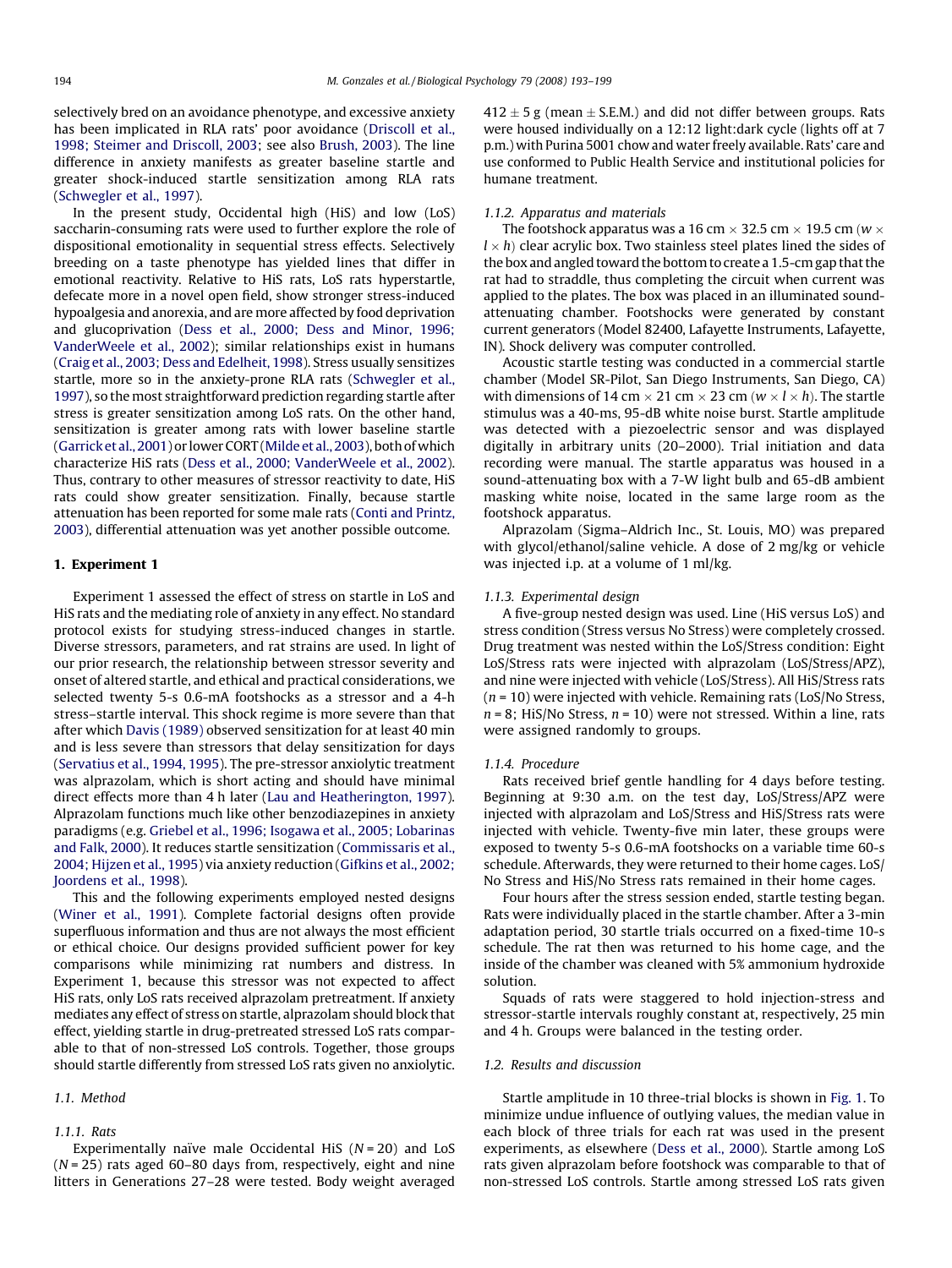selectively bred on an avoidance phenotype, and excessive anxiety has been implicated in RLA rats' poor avoidance (Driscoll et al., 1998; Steimer and Driscoll, 2003; see also Brush, 2003). The line difference in anxiety manifests as greater baseline startle and greater shock-induced startle sensitization among RLA rats (Schwegler et al., 1997).

In the present study, Occidental high (HiS) and low (LoS) saccharin-consuming rats were used to further explore the role of dispositional emotionality in sequential stress effects. Selectively breeding on a taste phenotype has yielded lines that differ in emotional reactivity. Relative to HiS rats, LoS rats hyperstartle, defecate more in a novel open field, show stronger stress-induced hypoalgesia and anorexia, and are more affected by food deprivation and glucoprivation (Dess et al., 2000; Dess and Minor, 1996; VanderWeele et al., 2002); similar relationships exist in humans (Craig et al., 2003; Dess and Edelheit, 1998). Stress usually sensitizes startle, more so in the anxiety-prone RLA rats (Schwegler et al., 1997), so the most straightforward prediction regarding startle after stress is greater sensitization among LoS rats. On the other hand, sensitization is greater among rats with lower baseline startle (Garrick et al., 2001) or lower CORT (Milde et al., 2003), both of which characterize HiS rats (Dess et al., 2000; VanderWeele et al., 2002). Thus, contrary to other measures of stressor reactivity to date, HiS rats could show greater sensitization. Finally, because startle attenuation has been reported for some male rats (Conti and Printz, 2003), differential attenuation was yet another possible outcome.

## 1. Experiment 1

Experiment 1 assessed the effect of stress on startle in LoS and HiS rats and the mediating role of anxiety in any effect. No standard protocol exists for studying stress-induced changes in startle. Diverse stressors, parameters, and rat strains are used. In light of our prior research, the relationship between stressor severity and onset of altered startle, and ethical and practical considerations, we selected twenty 5-s 0.6-mA footshocks as a stressor and a 4-h stress–startle interval. This shock regime is more severe than that after which Davis (1989) observed sensitization for at least 40 min and is less severe than stressors that delay sensitization for days (Servatius et al., 1994, 1995). The pre-stressor anxiolytic treatment was alprazolam, which is short acting and should have minimal direct effects more than 4 h later (Lau and Heatherington, 1997). Alprazolam functions much like other benzodiazepines in anxiety paradigms (e.g. Griebel et al., 1996; Isogawa et al., 2005; Lobarinas and Falk, 2000). It reduces startle sensitization (Commissaris et al., 2004; Hijzen et al., 1995) via anxiety reduction (Gifkins et al., 2002; Joordens et al., 1998).

This and the following experiments employed nested designs (Winer et al., 1991). Complete factorial designs often provide superfluous information and thus are not always the most efficient or ethical choice. Our designs provided sufficient power for key comparisons while minimizing rat numbers and distress. In Experiment 1, because this stressor was not expected to affect HiS rats, only LoS rats received alprazolam pretreatment. If anxiety mediates any effect of stress on startle, alprazolam should block that effect, yielding startle in drug-pretreated stressed LoS rats comparable to that of non-stressed LoS controls. Together, those groups should startle differently from stressed LoS rats given no anxiolytic.

### 1.1. Method

#### 1.1.1. Rats

Experimentally naïve male Occidental HiS ($N = 20$) and LoS ($N = 25$) rats aged 60–80 days from, respectively, eight and nine litters in Generations 27–28 were tested. Body weight averaged $412 \pm 5$ g (mean $\pm$ S.E.M.) and did not differ between groups. Rats were housed individually on a 12:12 light:dark cycle (lights off at 7 p.m.) with Purina 5001 chow and water freely available. Rats' care and use conformed to Public Health Service and institutional policies for humane treatment.

#### 1.1.2. Apparatus and materials

The footshock apparatus was a 16 cm $\times$ 32.5 cm $\times$ 19.5 cm ($w \times l \times h$) clear acrylic box. Two stainless steel plates lined the sides of the box and angled toward the bottom to create a 1.5-cm gap that the rat had to straddle, thus completing the circuit when current was applied to the plates. The box was placed in an illuminated sound-attenuating chamber. Footshocks were generated by constant current generators (Model 82400, Lafayette Instruments, Lafayette, IN). Shock delivery was computer controlled.

Acoustic startle testing was conducted in a commercial startle chamber (Model SR-Pilot, San Diego Instruments, San Diego, CA) with dimensions of 14 cm $\times$ 21 cm $\times$ 23 cm ($w \times l \times h$). The startle stimulus was a 40-ms, 95-dB white noise burst. Startle amplitude was detected with a piezoelectric sensor and was displayed digitally in arbitrary units (20–2000). Trial initiation and data recording were manual. The startle apparatus was housed in a sound-attenuating box with a 7-W light bulb and 65-dB ambient masking white noise, located in the same large room as the footshock apparatus.

Alprazolam (Sigma–Aldrich Inc., St. Louis, MO) was prepared with glycol/ethanol/saline vehicle. A dose of 2 mg/kg or vehicle was injected i.p. at a volume of 1 ml/kg.

#### 1.1.3. Experimental design

A five-group nested design was used. Line (HiS versus LoS) and stress condition (Stress versus No Stress) were completely crossed. Drug treatment was nested within the LoS/Stress condition: Eight LoS/Stress rats were injected with alprazolam (LoS/Stress/APZ), and nine were injected with vehicle (LoS/Stress). All HiS/Stress rats ($n = 10$) were injected with vehicle. Remaining rats (LoS/No Stress, $n = 8$; HiS/No Stress, $n = 10$) were not stressed. Within a line, rats were assigned randomly to groups.

#### 1.1.4. Procedure

Rats received brief gentle handling for 4 days before testing. Beginning at 9:30 a.m. on the test day, LoS/Stress/APZ were injected with alprazolam and LoS/Stress and HiS/Stress rats were injected with vehicle. Twenty-five min later, these groups were exposed to twenty 5-s 0.6-mA footshocks on a variable time 60-s schedule. Afterwards, they were returned to their home cages. LoS/No Stress and HiS/No Stress rats remained in their home cages.

Four hours after the stress session ended, startle testing began. Rats were individually placed in the startle chamber. After a 3-min adaptation period, 30 startle trials occurred on a fixed-time 10-s schedule. The rat then was returned to his home cage, and the inside of the chamber was cleaned with 5% ammonium hydroxide solution.

Squads of rats were staggered to hold injection-stress and stressor-startle intervals roughly constant at, respectively, 25 min and 4 h. Groups were balanced in the testing order.

### 1.2. Results and discussion

Startle amplitude in 10 three-trial blocks is shown in Fig. 1. To minimize undue influence of outlying values, the median value in each block of three trials for each rat was used in the present experiments, as elsewhere (Dess et al., 2000). Startle among LoS rats given alprazolam before footshock was comparable to that of non-stressed LoS controls. Startle among stressed LoS rats given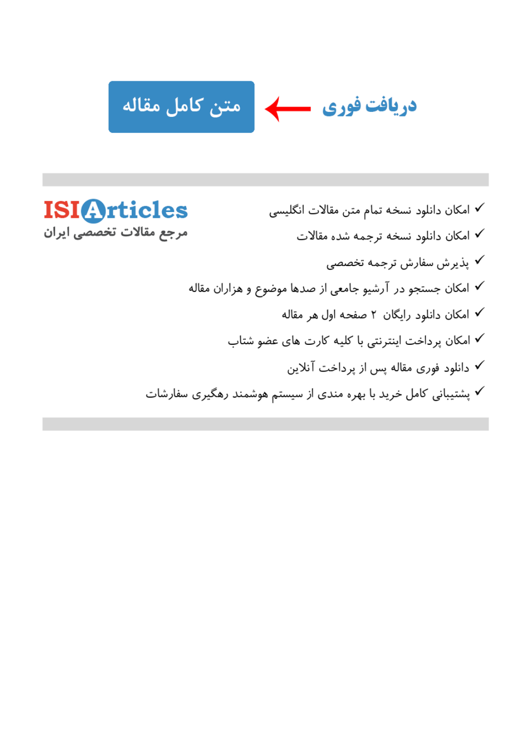**دریافت فوری** ← **متن کامل مقاله**

---

**ISIArticles**
مرجع مقالات تخصصی ایران

- ✓ امکان دانلود نسخه تمام متن مقالات انگلیسی
- ✓ امکان دانلود نسخه ترجمه شده مقالات
- ✓ پذیرش سفارش ترجمه تخصصی
- ✓ امکان جستجو در آرشیو جامعی از صدها موضوع و هزاران مقاله
- ✓ امکان دانلود رایگان ۲ صفحه اول هر مقاله
- ✓ امکان پرداخت اینترنتی با کلیه کارت های عضو شتاب
- ✓ دانلود فوری مقاله پس از پرداخت آنلاین
- ✓ پشتیبانی کامل خرید با بهره مندی از سیستم هوشمند رهگیری سفارشات

---